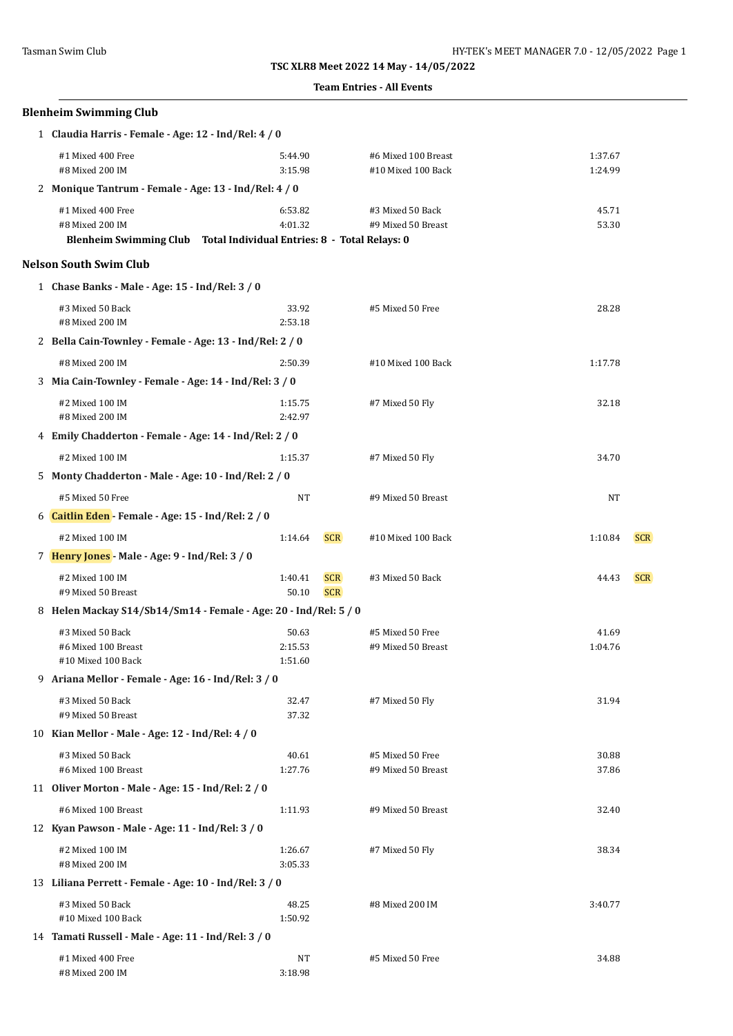TSC XLR8 Meet 2022 14 May - 14/05/2022

Team Entries - All Events

## Blenheim Swimming Club

**1 Claudia Harris - Female - Age: 12 - Ind/Rel: 4 / 0**

| Event | Time | | Event | Time | |
|---|---|---|---|---|---|
| #1 Mixed 400 Free | 5:44.90 | | #6 Mixed 100 Breast | 1:37.67 | |
| #8 Mixed 200 IM | 3:15.98 | | #10 Mixed 100 Back | 1:24.99 | |

**2 Monique Tantrum - Female - Age: 13 - Ind/Rel: 4 / 0**

| Event | Time | | Event | Time | |
|---|---|---|---|---|---|
| #1 Mixed 400 Free | 6:53.82 | | #3 Mixed 50 Back | 45.71 | |
| #8 Mixed 200 IM | 4:01.32 | | #9 Mixed 50 Breast | 53.30 | |

**Blenheim Swimming Club Total Individual Entries: 8 - Total Relays: 0**

## Nelson South Swim Club

**1 Chase Banks - Male - Age: 15 - Ind/Rel: 3 / 0**

| Event | Time | | Event | Time | |
|---|---|---|---|---|---|
| #3 Mixed 50 Back | 33.92 | | #5 Mixed 50 Free | 28.28 | |
| #8 Mixed 200 IM | 2:53.18 | | | | |

**2 Bella Cain-Townley - Female - Age: 13 - Ind/Rel: 2 / 0**

| Event | Time | | Event | Time | |
|---|---|---|---|---|---|
| #8 Mixed 200 IM | 2:50.39 | | #10 Mixed 100 Back | 1:17.78 | |

**3 Mia Cain-Townley - Female - Age: 14 - Ind/Rel: 3 / 0**

| Event | Time | | Event | Time | |
|---|---|---|---|---|---|
| #2 Mixed 100 IM | 1:15.75 | | #7 Mixed 50 Fly | 32.18 | |
| #8 Mixed 200 IM | 2:42.97 | | | | |

**4 Emily Chadderton - Female - Age: 14 - Ind/Rel: 2 / 0**

| Event | Time | | Event | Time | |
|---|---|---|---|---|---|
| #2 Mixed 100 IM | 1:15.37 | | #7 Mixed 50 Fly | 34.70 | |

**5 Monty Chadderton - Male - Age: 10 - Ind/Rel: 2 / 0**

| Event | Time | | Event | Time | |
|---|---|---|---|---|---|
| #5 Mixed 50 Free | NT | | #9 Mixed 50 Breast | NT | |

**6 Caitlin Eden - Female - Age: 15 - Ind/Rel: 2 / 0**

| Event | Time | | Event | Time | |
|---|---|---|---|---|---|
| #2 Mixed 100 IM | 1:14.64 | SCR | #10 Mixed 100 Back | 1:10.84 | SCR |

**7 Henry Jones - Male - Age: 9 - Ind/Rel: 3 / 0**

| Event | Time | | Event | Time | |
|---|---|---|---|---|---|
| #2 Mixed 100 IM | 1:40.41 | SCR | #3 Mixed 50 Back | 44.43 | SCR |
| #9 Mixed 50 Breast | 50.10 | SCR | | | |

**8 Helen Mackay S14/Sb14/Sm14 - Female - Age: 20 - Ind/Rel: 5 / 0**

| Event | Time | | Event | Time | |
|---|---|---|---|---|---|
| #3 Mixed 50 Back | 50.63 | | #5 Mixed 50 Free | 41.69 | |
| #6 Mixed 100 Breast | 2:15.53 | | #9 Mixed 50 Breast | 1:04.76 | |
| #10 Mixed 100 Back | 1:51.60 | | | | |

**9 Ariana Mellor - Female - Age: 16 - Ind/Rel: 3 / 0**

| Event | Time | | Event | Time | |
|---|---|---|---|---|---|
| #3 Mixed 50 Back | 32.47 | | #7 Mixed 50 Fly | 31.94 | |
| #9 Mixed 50 Breast | 37.32 | | | | |

**10 Kian Mellor - Male - Age: 12 - Ind/Rel: 4 / 0**

| Event | Time | | Event | Time | |
|---|---|---|---|---|---|
| #3 Mixed 50 Back | 40.61 | | #5 Mixed 50 Free | 30.88 | |
| #6 Mixed 100 Breast | 1:27.76 | | #9 Mixed 50 Breast | 37.86 | |

**11 Oliver Morton - Male - Age: 15 - Ind/Rel: 2 / 0**

| Event | Time | | Event | Time | |
|---|---|---|---|---|---|
| #6 Mixed 100 Breast | 1:11.93 | | #9 Mixed 50 Breast | 32.40 | |

**12 Kyan Pawson - Male - Age: 11 - Ind/Rel: 3 / 0**

| Event | Time | | Event | Time | |
|---|---|---|---|---|---|
| #2 Mixed 100 IM | 1:26.67 | | #7 Mixed 50 Fly | 38.34 | |
| #8 Mixed 200 IM | 3:05.33 | | | | |

**13 Liliana Perrett - Female - Age: 10 - Ind/Rel: 3 / 0**

| Event | Time | | Event | Time | |
|---|---|---|---|---|---|
| #3 Mixed 50 Back | 48.25 | | #8 Mixed 200 IM | 3:40.77 | |
| #10 Mixed 100 Back | 1:50.92 | | | | |

**14 Tamati Russell - Male - Age: 11 - Ind/Rel: 3 / 0**

| Event | Time | | Event | Time | |
|---|---|---|---|---|---|
| #1 Mixed 400 Free | NT | | #5 Mixed 50 Free | 34.88 | |
| #8 Mixed 200 IM | 3:18.98 | | | | |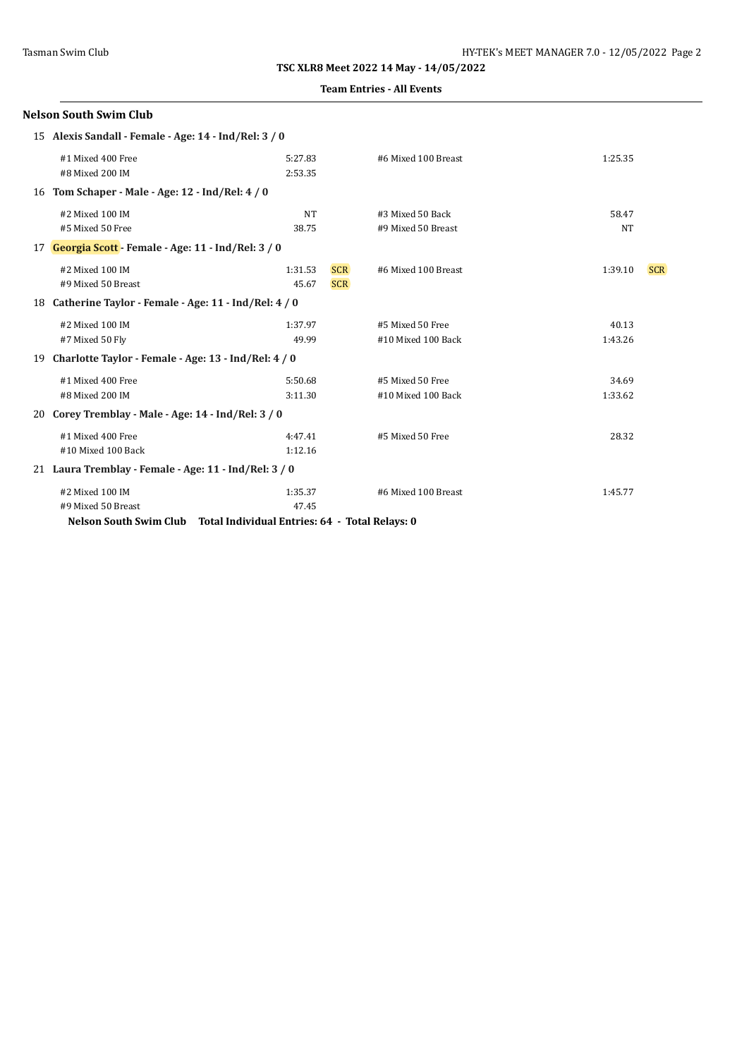**TSC XLR8 Meet 2022 14 May - 14/05/2022**

**Team Entries - All Events**

## Nelson South Swim Club

**15 Alexis Sandall - Female - Age: 14 - Ind/Rel: 3 / 0**

| Event | Time | | Event | Time | |
|---|---|---|---|---|---|
| #1 Mixed 400 Free | 5:27.83 | | #6 Mixed 100 Breast | 1:25.35 | |
| #8 Mixed 200 IM | 2:53.35 | | | | |

**16 Tom Schaper - Male - Age: 12 - Ind/Rel: 4 / 0**

| Event | Time | | Event | Time | |
|---|---|---|---|---|---|
| #2 Mixed 100 IM | NT | | #3 Mixed 50 Back | 58.47 | |
| #5 Mixed 50 Free | 38.75 | | #9 Mixed 50 Breast | NT | |

**17 Georgia Scott - Female - Age: 11 - Ind/Rel: 3 / 0**

| Event | Time | | Event | Time | |
|---|---|---|---|---|---|
| #2 Mixed 100 IM | 1:31.53 | SCR | #6 Mixed 100 Breast | 1:39.10 | SCR |
| #9 Mixed 50 Breast | 45.67 | SCR | | | |

**18 Catherine Taylor - Female - Age: 11 - Ind/Rel: 4 / 0**

| Event | Time | | Event | Time | |
|---|---|---|---|---|---|
| #2 Mixed 100 IM | 1:37.97 | | #5 Mixed 50 Free | 40.13 | |
| #7 Mixed 50 Fly | 49.99 | | #10 Mixed 100 Back | 1:43.26 | |

**19 Charlotte Taylor - Female - Age: 13 - Ind/Rel: 4 / 0**

| Event | Time | | Event | Time | |
|---|---|---|---|---|---|
| #1 Mixed 400 Free | 5:50.68 | | #5 Mixed 50 Free | 34.69 | |
| #8 Mixed 200 IM | 3:11.30 | | #10 Mixed 100 Back | 1:33.62 | |

**20 Corey Tremblay - Male - Age: 14 - Ind/Rel: 3 / 0**

| Event | Time | | Event | Time | |
|---|---|---|---|---|---|
| #1 Mixed 400 Free | 4:47.41 | | #5 Mixed 50 Free | 28.32 | |
| #10 Mixed 100 Back | 1:12.16 | | | | |

**21 Laura Tremblay - Female - Age: 11 - Ind/Rel: 3 / 0**

| Event | Time | | Event | Time | |
|---|---|---|---|---|---|
| #2 Mixed 100 IM | 1:35.37 | | #6 Mixed 100 Breast | 1:45.77 | |
| #9 Mixed 50 Breast | 47.45 | | | | |

**Nelson South Swim Club Total Individual Entries: 64 - Total Relays: 0**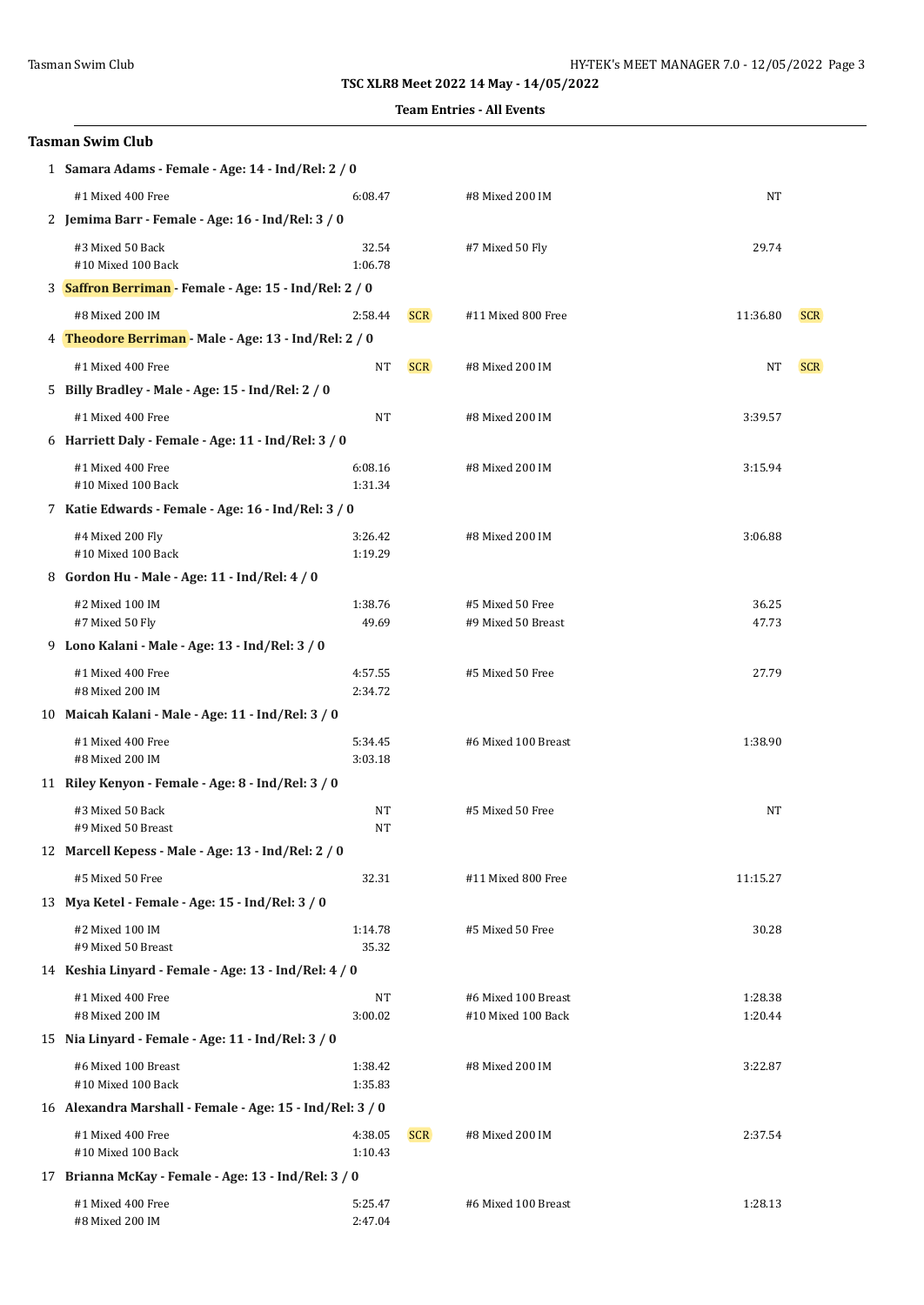TSC XLR8 Meet 2022 14 May - 14/05/2022

**Team Entries - All Events**

## Tasman Swim Club

**1 Samara Adams - Female - Age: 14 - Ind/Rel: 2 / 0**

| Event | Time | | Event | Time | |
|---|---|---|---|---|---|
| #1 Mixed 400 Free | 6:08.47 | | #8 Mixed 200 IM | NT | |

**2 Jemima Barr - Female - Age: 16 - Ind/Rel: 3 / 0**

| Event | Time | | Event | Time | |
|---|---|---|---|---|---|
| #3 Mixed 50 Back | 32.54 | | #7 Mixed 50 Fly | 29.74 | |
| #10 Mixed 100 Back | 1:06.78 | | | | |

**3 Saffron Berriman - Female - Age: 15 - Ind/Rel: 2 / 0**

| Event | Time | | Event | Time | |
|---|---|---|---|---|---|
| #8 Mixed 200 IM | 2:58.44 | SCR | #11 Mixed 800 Free | 11:36.80 | SCR |

**4 Theodore Berriman - Male - Age: 13 - Ind/Rel: 2 / 0**

| Event | Time | | Event | Time | |
|---|---|---|---|---|---|
| #1 Mixed 400 Free | NT | SCR | #8 Mixed 200 IM | NT | SCR |

**5 Billy Bradley - Male - Age: 15 - Ind/Rel: 2 / 0**

| Event | Time | | Event | Time | |
|---|---|---|---|---|---|
| #1 Mixed 400 Free | NT | | #8 Mixed 200 IM | 3:39.57 | |

**6 Harriett Daly - Female - Age: 11 - Ind/Rel: 3 / 0**

| Event | Time | | Event | Time | |
|---|---|---|---|---|---|
| #1 Mixed 400 Free | 6:08.16 | | #8 Mixed 200 IM | 3:15.94 | |
| #10 Mixed 100 Back | 1:31.34 | | | | |

**7 Katie Edwards - Female - Age: 16 - Ind/Rel: 3 / 0**

| Event | Time | | Event | Time | |
|---|---|---|---|---|---|
| #4 Mixed 200 Fly | 3:26.42 | | #8 Mixed 200 IM | 3:06.88 | |
| #10 Mixed 100 Back | 1:19.29 | | | | |

**8 Gordon Hu - Male - Age: 11 - Ind/Rel: 4 / 0**

| Event | Time | | Event | Time | |
|---|---|---|---|---|---|
| #2 Mixed 100 IM | 1:38.76 | | #5 Mixed 50 Free | 36.25 | |
| #7 Mixed 50 Fly | 49.69 | | #9 Mixed 50 Breast | 47.73 | |

**9 Lono Kalani - Male - Age: 13 - Ind/Rel: 3 / 0**

| Event | Time | | Event | Time | |
|---|---|---|---|---|---|
| #1 Mixed 400 Free | 4:57.55 | | #5 Mixed 50 Free | 27.79 | |
| #8 Mixed 200 IM | 2:34.72 | | | | |

**10 Maicah Kalani - Male - Age: 11 - Ind/Rel: 3 / 0**

| Event | Time | | Event | Time | |
|---|---|---|---|---|---|
| #1 Mixed 400 Free | 5:34.45 | | #6 Mixed 100 Breast | 1:38.90 | |
| #8 Mixed 200 IM | 3:03.18 | | | | |

**11 Riley Kenyon - Female - Age: 8 - Ind/Rel: 3 / 0**

| Event | Time | | Event | Time | |
|---|---|---|---|---|---|
| #3 Mixed 50 Back | NT | | #5 Mixed 50 Free | NT | |
| #9 Mixed 50 Breast | NT | | | | |

**12 Marcell Kepess - Male - Age: 13 - Ind/Rel: 2 / 0**

| Event | Time | | Event | Time | |
|---|---|---|---|---|---|
| #5 Mixed 50 Free | 32.31 | | #11 Mixed 800 Free | 11:15.27 | |

**13 Mya Ketel - Female - Age: 15 - Ind/Rel: 3 / 0**

| Event | Time | | Event | Time | |
|---|---|---|---|---|---|
| #2 Mixed 100 IM | 1:14.78 | | #5 Mixed 50 Free | 30.28 | |
| #9 Mixed 50 Breast | 35.32 | | | | |

**14 Keshia Linyard - Female - Age: 13 - Ind/Rel: 4 / 0**

| Event | Time | | Event | Time | |
|---|---|---|---|---|---|
| #1 Mixed 400 Free | NT | | #6 Mixed 100 Breast | 1:28.38 | |
| #8 Mixed 200 IM | 3:00.02 | | #10 Mixed 100 Back | 1:20.44 | |

**15 Nia Linyard - Female - Age: 11 - Ind/Rel: 3 / 0**

| Event | Time | | Event | Time | |
|---|---|---|---|---|---|
| #6 Mixed 100 Breast | 1:38.42 | | #8 Mixed 200 IM | 3:22.87 | |
| #10 Mixed 100 Back | 1:35.83 | | | | |

**16 Alexandra Marshall - Female - Age: 15 - Ind/Rel: 3 / 0**

| Event | Time | | Event | Time | |
|---|---|---|---|---|---|
| #1 Mixed 400 Free | 4:38.05 | SCR | #8 Mixed 200 IM | 2:37.54 | |
| #10 Mixed 100 Back | 1:10.43 | | | | |

**17 Brianna McKay - Female - Age: 13 - Ind/Rel: 3 / 0**

| Event | Time | | Event | Time | |
|---|---|---|---|---|---|
| #1 Mixed 400 Free | 5:25.47 | | #6 Mixed 100 Breast | 1:28.13 | |
| #8 Mixed 200 IM | 2:47.04 | | | | |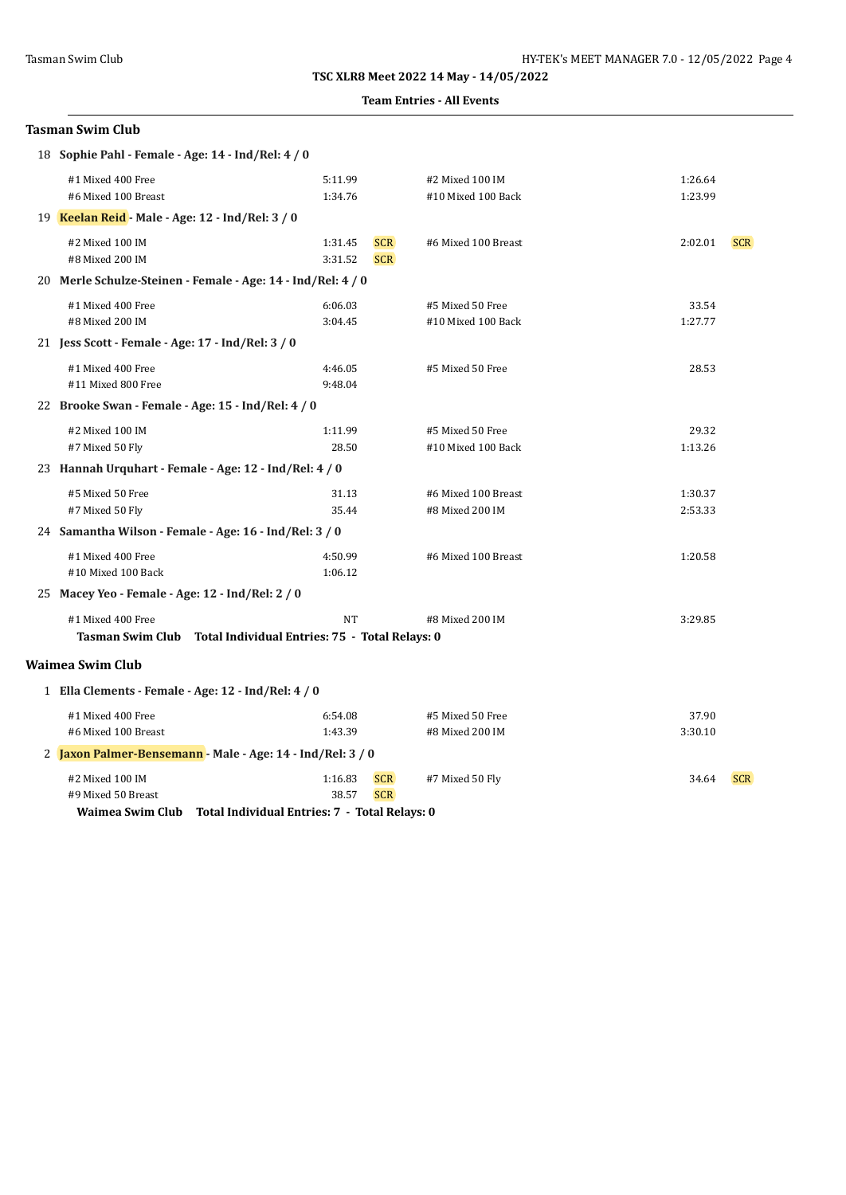**TSC XLR8 Meet 2022 14 May - 14/05/2022**

**Team Entries - All Events**

## Tasman Swim Club

**18 Sophie Pahl - Female - Age: 14 - Ind/Rel: 4 / 0**

| | | | | | |
|---|---|---|---|---|---|
| #1 Mixed 400 Free | 5:11.99 | | #2 Mixed 100 IM | 1:26.64 | |
| #6 Mixed 100 Breast | 1:34.76 | | #10 Mixed 100 Back | 1:23.99 | |

**19 Keelan Reid - Male - Age: 12 - Ind/Rel: 3 / 0**

| | | | | | |
|---|---|---|---|---|---|
| #2 Mixed 100 IM | 1:31.45 | SCR | #6 Mixed 100 Breast | 2:02.01 | SCR |
| #8 Mixed 200 IM | 3:31.52 | SCR | | | |

**20 Merle Schulze-Steinen - Female - Age: 14 - Ind/Rel: 4 / 0**

| | | | | | |
|---|---|---|---|---|---|
| #1 Mixed 400 Free | 6:06.03 | | #5 Mixed 50 Free | 33.54 | |
| #8 Mixed 200 IM | 3:04.45 | | #10 Mixed 100 Back | 1:27.77 | |

**21 Jess Scott - Female - Age: 17 - Ind/Rel: 3 / 0**

| | | | | | |
|---|---|---|---|---|---|
| #1 Mixed 400 Free | 4:46.05 | | #5 Mixed 50 Free | 28.53 | |
| #11 Mixed 800 Free | 9:48.04 | | | | |

**22 Brooke Swan - Female - Age: 15 - Ind/Rel: 4 / 0**

| | | | | | |
|---|---|---|---|---|---|
| #2 Mixed 100 IM | 1:11.99 | | #5 Mixed 50 Free | 29.32 | |
| #7 Mixed 50 Fly | 28.50 | | #10 Mixed 100 Back | 1:13.26 | |

**23 Hannah Urquhart - Female - Age: 12 - Ind/Rel: 4 / 0**

| | | | | | |
|---|---|---|---|---|---|
| #5 Mixed 50 Free | 31.13 | | #6 Mixed 100 Breast | 1:30.37 | |
| #7 Mixed 50 Fly | 35.44 | | #8 Mixed 200 IM | 2:53.33 | |

**24 Samantha Wilson - Female - Age: 16 - Ind/Rel: 3 / 0**

| | | | | | |
|---|---|---|---|---|---|
| #1 Mixed 400 Free | 4:50.99 | | #6 Mixed 100 Breast | 1:20.58 | |
| #10 Mixed 100 Back | 1:06.12 | | | | |

**25 Macey Yeo - Female - Age: 12 - Ind/Rel: 2 / 0**

| | | | | | |
|---|---|---|---|---|---|
| #1 Mixed 400 Free | NT | | #8 Mixed 200 IM | 3:29.85 | |

**Tasman Swim Club Total Individual Entries: 75 - Total Relays: 0**

## Waimea Swim Club

**1 Ella Clements - Female - Age: 12 - Ind/Rel: 4 / 0**

| | | | | | |
|---|---|---|---|---|---|
| #1 Mixed 400 Free | 6:54.08 | | #5 Mixed 50 Free | 37.90 | |
| #6 Mixed 100 Breast | 1:43.39 | | #8 Mixed 200 IM | 3:30.10 | |

**2 Jaxon Palmer-Bensemann - Male - Age: 14 - Ind/Rel: 3 / 0**

| | | | | | |
|---|---|---|---|---|---|
| #2 Mixed 100 IM | 1:16.83 | SCR | #7 Mixed 50 Fly | 34.64 | SCR |
| #9 Mixed 50 Breast | 38.57 | SCR | | | |

**Waimea Swim Club Total Individual Entries: 7 - Total Relays: 0**